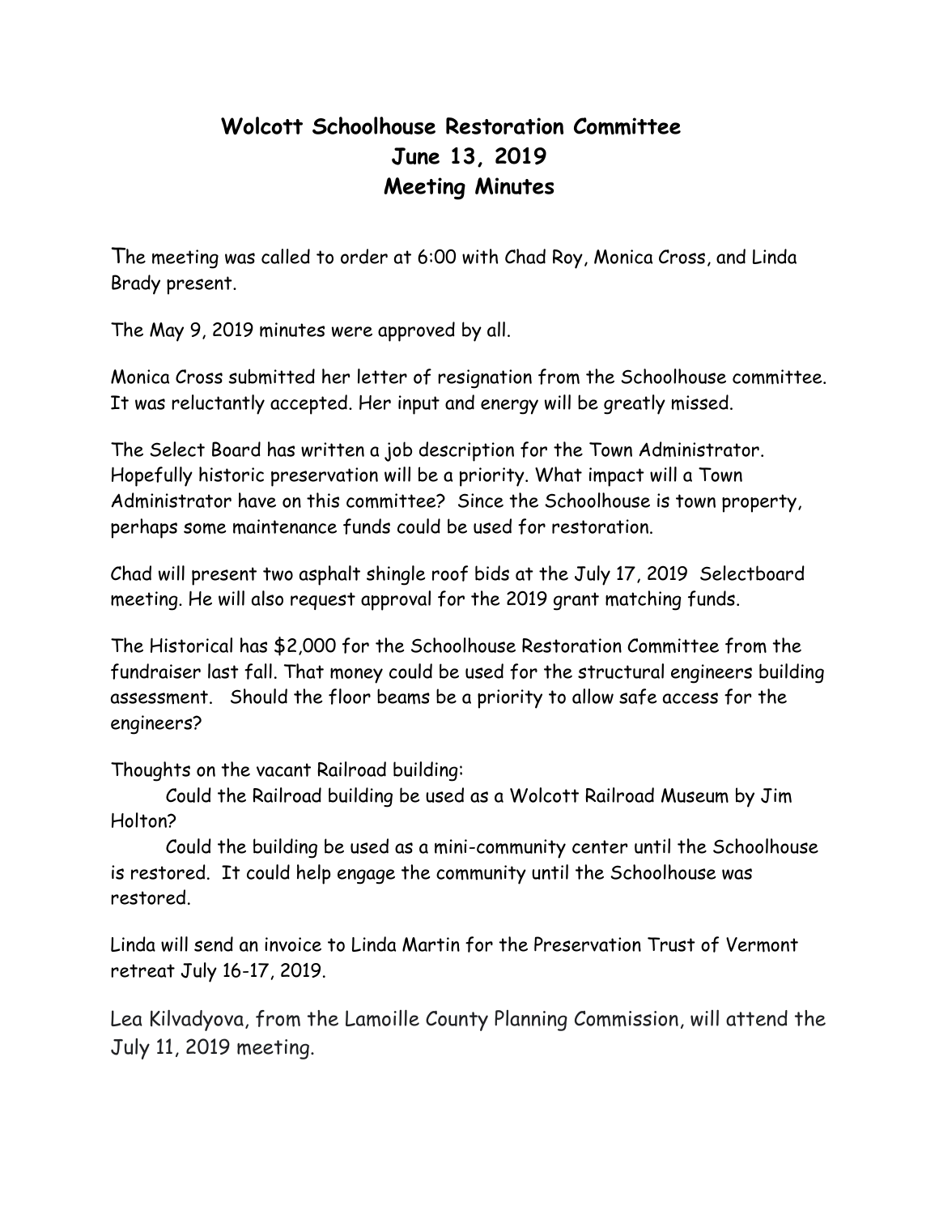# Wolcott Schoolhouse Restoration Committee
## June 13, 2019
## Meeting Minutes

The meeting was called to order at 6:00 with Chad Roy, Monica Cross, and Linda Brady present.

The May 9, 2019 minutes were approved by all.

Monica Cross submitted her letter of resignation from the Schoolhouse committee. It was reluctantly accepted. Her input and energy will be greatly missed.

The Select Board has written a job description for the Town Administrator. Hopefully historic preservation will be a priority. What impact will a Town Administrator have on this committee? Since the Schoolhouse is town property, perhaps some maintenance funds could be used for restoration.

Chad will present two asphalt shingle roof bids at the July 17, 2019 Selectboard meeting. He will also request approval for the 2019 grant matching funds.

The Historical has $2,000 for the Schoolhouse Restoration Committee from the fundraiser last fall. That money could be used for the structural engineers building assessment. Should the floor beams be a priority to allow safe access for the engineers?

Thoughts on the vacant Railroad building:

Could the Railroad building be used as a Wolcott Railroad Museum by Jim Holton?

Could the building be used as a mini-community center until the Schoolhouse is restored. It could help engage the community until the Schoolhouse was restored.

Linda will send an invoice to Linda Martin for the Preservation Trust of Vermont retreat July 16-17, 2019.

Lea Kilvadyova, from the Lamoille County Planning Commission, will attend the July 11, 2019 meeting.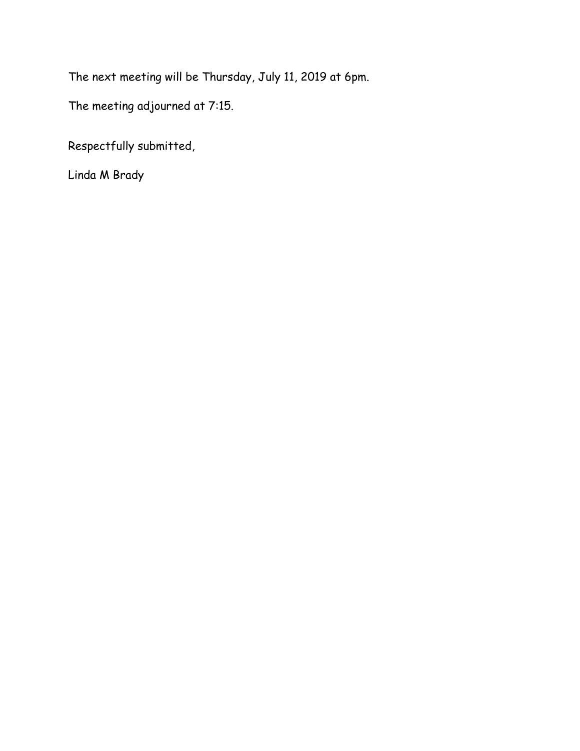The next meeting will be Thursday, July 11, 2019 at 6pm.

The meeting adjourned at 7:15.

Respectfully submitted,

Linda M Brady